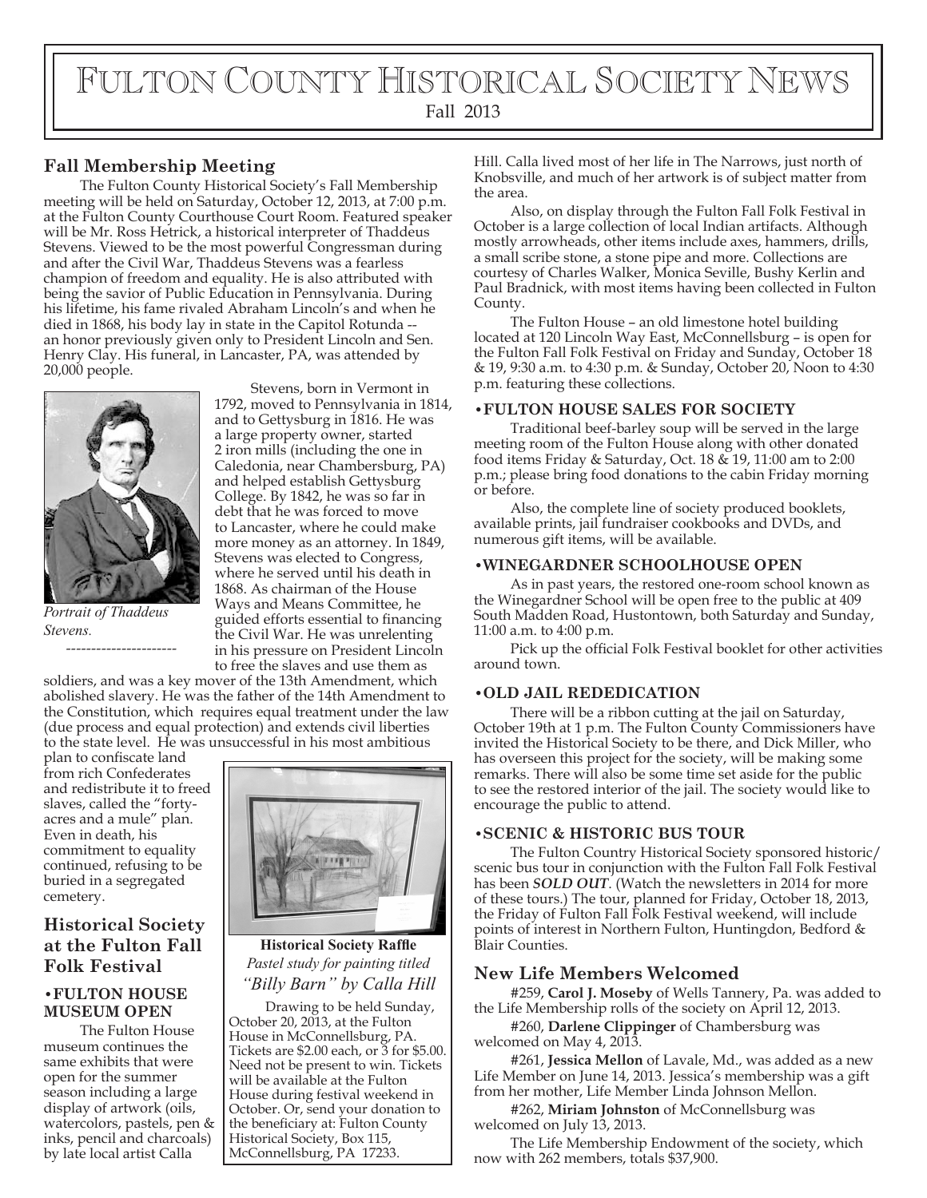# Fulton County Historical Society News

Fall 2013

## Fall Membership Meeting

The Fulton County Historical Society's Fall Membership meeting will be held on Saturday, October 12, 2013, at 7:00 p.m. at the Fulton County Courthouse Court Room. Featured speaker will be Mr. Ross Hetrick, a historical interpreter of Thaddeus Stevens. Viewed to be the most powerful Congressman during and after the Civil War, Thaddeus Stevens was a fearless champion of freedom and equality. He is also attributed with being the savior of Public Education in Pennsylvania. During his lifetime, his fame rivaled Abraham Lincoln's and when he died in 1868, his body lay in state in the Capitol Rotunda -- an honor previously given only to President Lincoln and Sen. Henry Clay. His funeral, in Lancaster, PA, was attended by 20,000 people.

*Portrait of Thaddeus Stevens.*

Stevens, born in Vermont in 1792, moved to Pennsylvania in 1814, and to Gettysburg in 1816. He was a large property owner, started 2 iron mills (including the one in Caledonia, near Chambersburg, PA) and helped establish Gettysburg College. By 1842, he was so far in debt that he was forced to move to Lancaster, where he could make more money as an attorney. In 1849, Stevens was elected to Congress, where he served until his death in 1868. As chairman of the House Ways and Means Committee, he guided efforts essential to financing the Civil War. He was unrelenting in his pressure on President Lincoln to free the slaves and use them as soldiers, and was a key mover of the 13th Amendment, which abolished slavery. He was the father of the 14th Amendment to the Constitution, which requires equal treatment under the law (due process and equal protection) and extends civil liberties to the state level. He was unsuccessful in his most ambitious plan to confiscate land from rich Confederates and redistribute it to freed slaves, called the "forty-acres and a mule" plan. Even in death, his commitment to equality continued, refusing to be buried in a segregated cemetery.

## Historical Society at the Fulton Fall Folk Festival

### •FULTON HOUSE MUSEUM OPEN

The Fulton House museum continues the same exhibits that were open for the summer season including a large display of artwork (oils, watercolors, pastels, pen & inks, pencil and charcoals) by late local artist Calla Hill. Calla lived most of her life in The Narrows, just north of Knobsville, and much of her artwork is of subject matter from the area.

Also, on display through the Fulton Fall Folk Festival in October is a large collection of local Indian artifacts. Although mostly arrowheads, other items include axes, hammers, drills, a small scribe stone, a stone pipe and more. Collections are courtesy of Charles Walker, Monica Seville, Bushy Kerlin and Paul Bradnick, with most items having been collected in Fulton County.

The Fulton House – an old limestone hotel building located at 120 Lincoln Way East, McConnellsburg – is open for the Fulton Fall Folk Festival on Friday and Sunday, October 18 & 19, 9:30 a.m. to 4:30 p.m. & Sunday, October 20, Noon to 4:30 p.m. featuring these collections.

**Historical Society Raffle**

*Pastel study for painting titled "Billy Barn" by Calla Hill*

Drawing to be held Sunday, October 20, 2013, at the Fulton House in McConnellsburg, PA. Tickets are $2.00 each, or 3 for $5.00. Need not be present to win. Tickets will be available at the Fulton House during festival weekend in October. Or, send your donation to the beneficiary at: Fulton County Historical Society, Box 115, McConnellsburg, PA 17233.

### •FULTON HOUSE SALES FOR SOCIETY

Traditional beef-barley soup will be served in the large meeting room of the Fulton House along with other donated food items Friday & Saturday, Oct. 18 & 19, 11:00 am to 2:00 p.m.; please bring food donations to the cabin Friday morning or before.

Also, the complete line of society produced booklets, available prints, jail fundraiser cookbooks and DVDs, and numerous gift items, will be available.

### •WINEGARDNER SCHOOLHOUSE OPEN

As in past years, the restored one-room school known as the Winegardner School will be open free to the public at 409 South Madden Road, Hustontown, both Saturday and Sunday, 11:00 a.m. to 4:00 p.m.

Pick up the official Folk Festival booklet for other activities around town.

### •OLD JAIL REDEDICATION

There will be a ribbon cutting at the jail on Saturday, October 19th at 1 p.m. The Fulton County Commissioners have invited the Historical Society to be there, and Dick Miller, who has overseen this project for the society, will be making some remarks. There will also be some time set aside for the public to see the restored interior of the jail. The society would like to encourage the public to attend.

### •SCENIC & HISTORIC BUS TOUR

The Fulton Country Historical Society sponsored historic/scenic bus tour in conjunction with the Fulton Fall Folk Festival has been ***SOLD OUT***. (Watch the newsletters in 2014 for more of these tours.) The tour, planned for Friday, October 18, 2013, the Friday of Fulton Fall Folk Festival weekend, will include points of interest in Northern Fulton, Huntingdon, Bedford & Blair Counties.

## New Life Members Welcomed

#259, **Carol J. Moseby** of Wells Tannery, Pa. was added to the Life Membership rolls of the society on April 12, 2013.

#260, **Darlene Clippinger** of Chambersburg was welcomed on May 4, 2013.

#261, **Jessica Mellon** of Lavale, Md., was added as a new Life Member on June 14, 2013. Jessica's membership was a gift from her mother, Life Member Linda Johnson Mellon.

#262, **Miriam Johnston** of McConnellsburg was welcomed on July 13, 2013.

The Life Membership Endowment of the society, which now with 262 members, totals $37,900.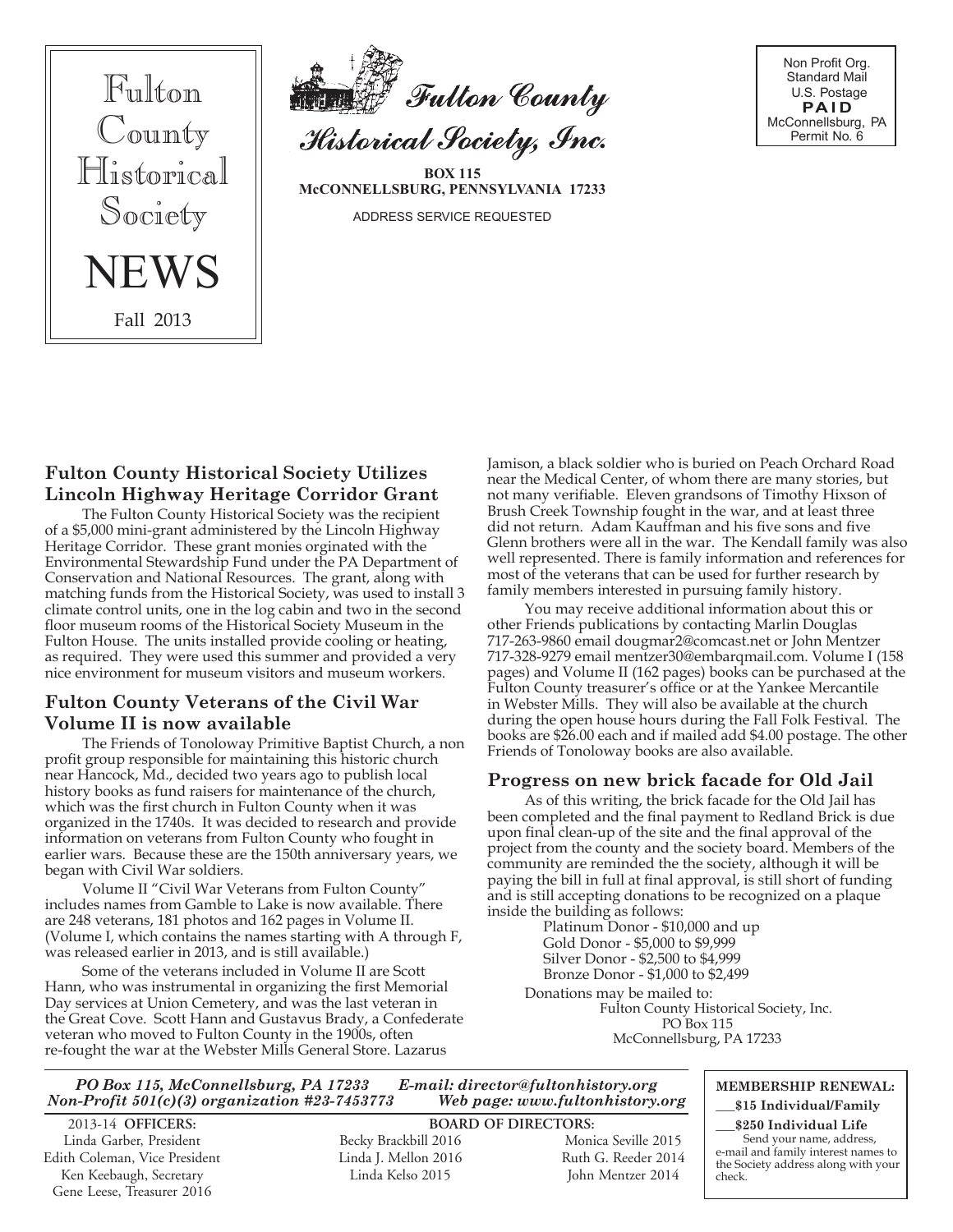Fulton County Historical Society

# NEWS

Fall 2013

**Fulton County Historical Society, Inc.**

**BOX 115**
**McCONNELLSBURG, PENNSYLVANIA 17233**

ADDRESS SERVICE REQUESTED

Non Profit Org.
Standard Mail
U.S. Postage
**PAID**
McConnellsburg, PA
Permit No. 6

## Fulton County Historical Society Utilizes Lincoln Highway Heritage Corridor Grant

The Fulton County Historical Society was the recipient of a $5,000 mini-grant administered by the Lincoln Highway Heritage Corridor. These grant monies orginated with the Environmental Stewardship Fund under the PA Department of Conservation and National Resources. The grant, along with matching funds from the Historical Society, was used to install 3 climate control units, one in the log cabin and two in the second floor museum rooms of the Historical Society Museum in the Fulton House. The units installed provide cooling or heating, as required. They were used this summer and provided a very nice environment for museum visitors and museum workers.

## Fulton County Veterans of the Civil War Volume II is now available

The Friends of Tonoloway Primitive Baptist Church, a non profit group responsible for maintaining this historic church near Hancock, Md., decided two years ago to publish local history books as fund raisers for maintenance of the church, which was the first church in Fulton County when it was organized in the 1740s. It was decided to research and provide information on veterans from Fulton County who fought in earlier wars. Because these are the 150th anniversary years, we began with Civil War soldiers.

Volume II "Civil War Veterans from Fulton County" includes names from Gamble to Lake is now available. There are 248 veterans, 181 photos and 162 pages in Volume II. (Volume I, which contains the names starting with A through F, was released earlier in 2013, and is still available.)

Some of the veterans included in Volume II are Scott Hann, who was instrumental in organizing the first Memorial Day services at Union Cemetery, and was the last veteran in the Great Cove. Scott Hann and Gustavus Brady, a Confederate veteran who moved to Fulton County in the 1900s, often re-fought the war at the Webster Mills General Store. Lazarus Jamison, a black soldier who is buried on Peach Orchard Road near the Medical Center, of whom there are many stories, but not many verifiable. Eleven grandsons of Timothy Hixson of Brush Creek Township fought in the war, and at least three did not return. Adam Kauffman and his five sons and five Glenn brothers were all in the war. The Kendall family was also well represented. There is family information and references for most of the veterans that can be used for further research by family members interested in pursuing family history.

You may receive additional information about this or other Friends publications by contacting Marlin Douglas 717-263-9860 email dougmar2@comcast.net or John Mentzer 717-328-9279 email mentzer30@embarqmail.com. Volume I (158 pages) and Volume II (162 pages) books can be purchased at the Fulton County treasurer's office or at the Yankee Mercantile in Webster Mills. They will also be available at the church during the open house hours during the Fall Folk Festival. The books are $26.00 each and if mailed add $4.00 postage. The other Friends of Tonoloway books are also available.

## Progress on new brick facade for Old Jail

As of this writing, the brick facade for the Old Jail has been completed and the final payment to Redland Brick is due upon final clean-up of the site and the final approval of the project from the county and the society board. Members of the community are reminded the the society, although it will be paying the bill in full at final approval, is still short of funding and is still accepting donations to be recognized on a plaque inside the building as follows:

Platinum Donor - $10,000 and up
Gold Donor - $5,000 to $9,999
Silver Donor - $2,500 to $4,999
Bronze Donor - $1,000 to $2,499

Donations may be mailed to:

Fulton County Historical Society, Inc.
PO Box 115
McConnellsburg, PA 17233

---

*PO Box 115, McConnellsburg, PA 17233* *E-mail: director@fultonhistory.org*
*Non-Profit 501(c)(3) organization #23-7453773* *Web page: www.fultonhistory.org*

2013-14 **OFFICERS:**
Linda Garber, President
Edith Coleman, Vice President
Ken Keebaugh, Secretary
Gene Leese, Treasurer 2016

**BOARD OF DIRECTORS:**
Becky Brackbill 2016
Linda J. Mellon 2016
Linda Kelso 2015
Monica Seville 2015
Ruth G. Reeder 2014
John Mentzer 2014

**MEMBERSHIP RENEWAL:**
**___$15 Individual/Family**
**___$250 Individual Life**
Send your name, address, e-mail and family interest names to the Society address along with your check.